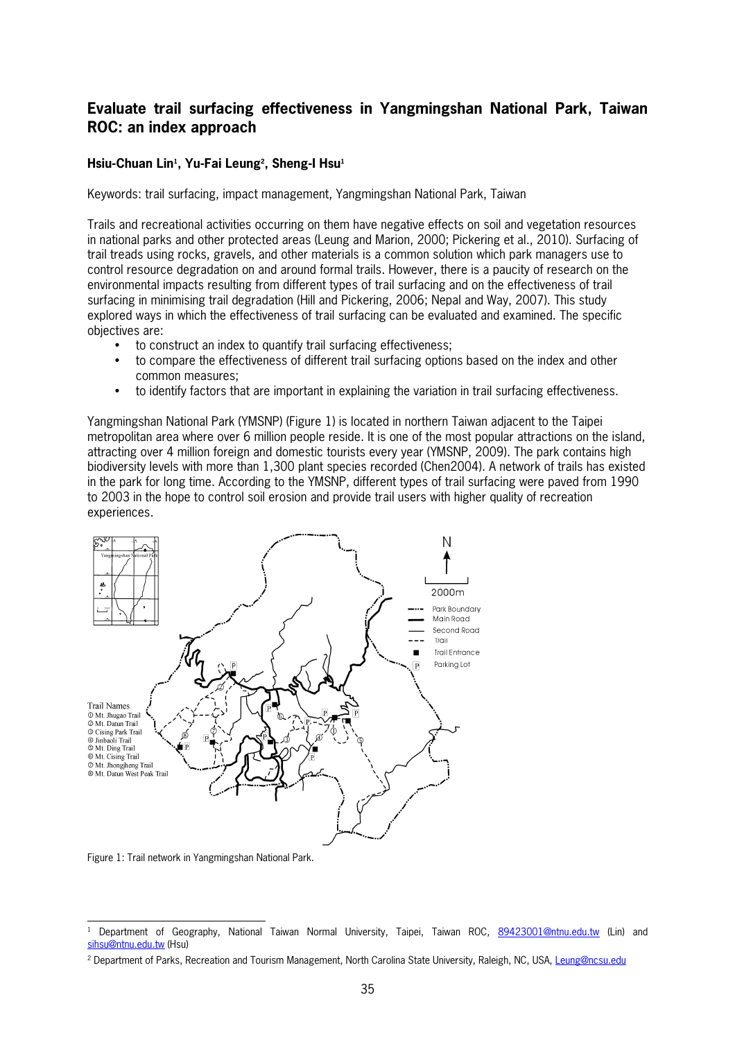# Evaluate trail surfacing effectiveness in Yangmingshan National Park, Taiwan ROC: an index approach

**Hsiu-Chuan Lin[1], Yu-Fai Leung[2], Sheng-I Hsu[1]**

Keywords: trail surfacing, impact management, Yangmingshan National Park, Taiwan

Trails and recreational activities occurring on them have negative effects on soil and vegetation resources in national parks and other protected areas (Leung and Marion, 2000; Pickering et al., 2010). Surfacing of trail treads using rocks, gravels, and other materials is a common solution which park managers use to control resource degradation on and around formal trails. However, there is a paucity of research on the environmental impacts resulting from different types of trail surfacing and on the effectiveness of trail surfacing in minimising trail degradation (Hill and Pickering, 2006; Nepal and Way, 2007). This study explored ways in which the effectiveness of trail surfacing can be evaluated and examined. The specific objectives are:

- to construct an index to quantify trail surfacing effectiveness;
- to compare the effectiveness of different trail surfacing options based on the index and other common measures;
- to identify factors that are important in explaining the variation in trail surfacing effectiveness.

Yangmingshan National Park (YMSNP) (Figure 1) is located in northern Taiwan adjacent to the Taipei metropolitan area where over 6 million people reside. It is one of the most popular attractions on the island, attracting over 4 million foreign and domestic tourists every year (YMSNP, 2009). The park contains high biodiversity levels with more than 1,300 plant species recorded (Chen2004). A network of trails has existed in the park for long time. According to the YMSNP, different types of trail surfacing were paved from 1990 to 2003 in the hope to control soil erosion and provide trail users with higher quality of recreation experiences.

Figure 1: Trail network in Yangmingshan National Park.

[1] Department of Geography, National Taiwan Normal University, Taipei, Taiwan ROC, 89423001@ntnu.edu.tw (Lin) and sihsu@ntnu.edu.tw (Hsu)

[2] Department of Parks, Recreation and Tourism Management, North Carolina State University, Raleigh, NC, USA, Leung@ncsu.edu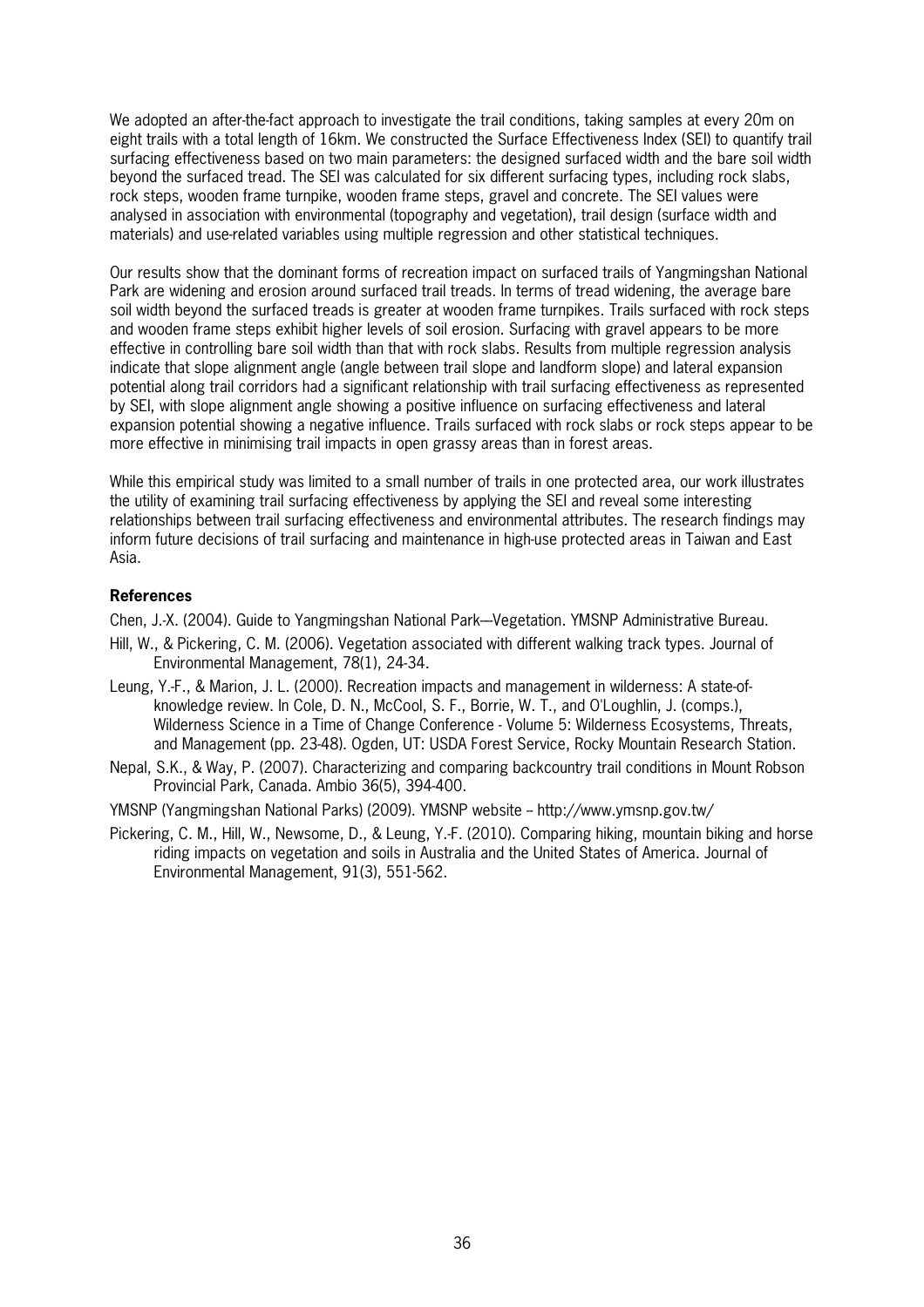We adopted an after-the-fact approach to investigate the trail conditions, taking samples at every 20m on eight trails with a total length of 16km. We constructed the Surface Effectiveness Index (SEI) to quantify trail surfacing effectiveness based on two main parameters: the designed surfaced width and the bare soil width beyond the surfaced tread. The SEI was calculated for six different surfacing types, including rock slabs, rock steps, wooden frame turnpike, wooden frame steps, gravel and concrete. The SEI values were analysed in association with environmental (topography and vegetation), trail design (surface width and materials) and use-related variables using multiple regression and other statistical techniques.

Our results show that the dominant forms of recreation impact on surfaced trails of Yangmingshan National Park are widening and erosion around surfaced trail treads. In terms of tread widening, the average bare soil width beyond the surfaced treads is greater at wooden frame turnpikes. Trails surfaced with rock steps and wooden frame steps exhibit higher levels of soil erosion. Surfacing with gravel appears to be more effective in controlling bare soil width than that with rock slabs. Results from multiple regression analysis indicate that slope alignment angle (angle between trail slope and landform slope) and lateral expansion potential along trail corridors had a significant relationship with trail surfacing effectiveness as represented by SEI, with slope alignment angle showing a positive influence on surfacing effectiveness and lateral expansion potential showing a negative influence. Trails surfaced with rock slabs or rock steps appear to be more effective in minimising trail impacts in open grassy areas than in forest areas.

While this empirical study was limited to a small number of trails in one protected area, our work illustrates the utility of examining trail surfacing effectiveness by applying the SEI and reveal some interesting relationships between trail surfacing effectiveness and environmental attributes. The research findings may inform future decisions of trail surfacing and maintenance in high-use protected areas in Taiwan and East Asia.

**References**

Chen, J.-X. (2004). Guide to Yangmingshan National Park—Vegetation. YMSNP Administrative Bureau.

Hill, W., & Pickering, C. M. (2006). Vegetation associated with different walking track types. Journal of Environmental Management, 78(1), 24-34.

Leung, Y.-F., & Marion, J. L. (2000). Recreation impacts and management in wilderness: A state-of-knowledge review. In Cole, D. N., McCool, S. F., Borrie, W. T., and O'Loughlin, J. (comps.), Wilderness Science in a Time of Change Conference - Volume 5: Wilderness Ecosystems, Threats, and Management (pp. 23-48). Ogden, UT: USDA Forest Service, Rocky Mountain Research Station.

Nepal, S.K., & Way, P. (2007). Characterizing and comparing backcountry trail conditions in Mount Robson Provincial Park, Canada. Ambio 36(5), 394-400.

YMSNP (Yangmingshan National Parks) (2009). YMSNP website – http://www.ymsnp.gov.tw/

Pickering, C. M., Hill, W., Newsome, D., & Leung, Y.-F. (2010). Comparing hiking, mountain biking and horse riding impacts on vegetation and soils in Australia and the United States of America. Journal of Environmental Management, 91(3), 551-562.